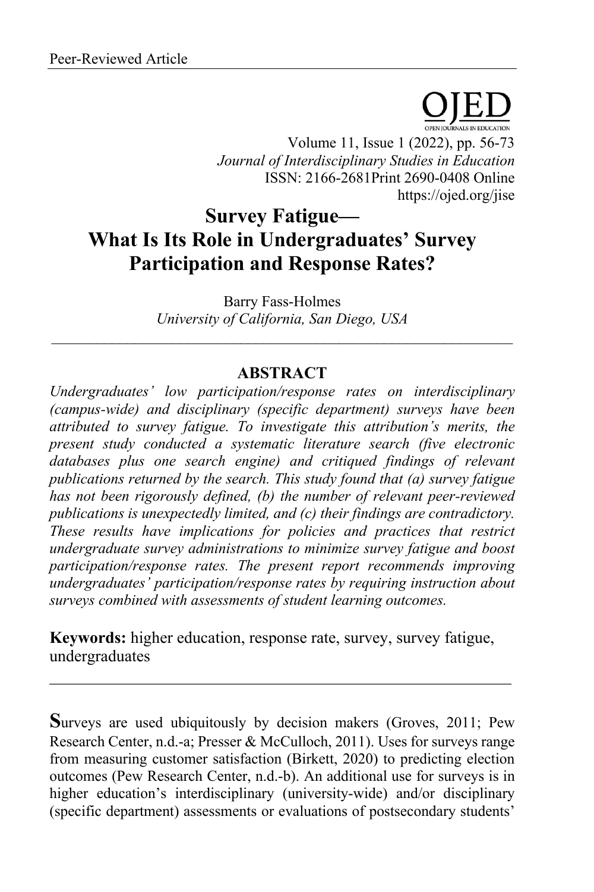Peer-Reviewed Article

# Survey Fatigue— What Is Its Role in Undergraduates' Survey Participation and Response Rates?

Barry Fass-Holmes
*University of California, San Diego, USA*

---

## ABSTRACT

*Undergraduates' low participation/response rates on interdisciplinary (campus-wide) and disciplinary (specific department) surveys have been attributed to survey fatigue. To investigate this attribution's merits, the present study conducted a systematic literature search (five electronic databases plus one search engine) and critiqued findings of relevant publications returned by the search. This study found that (a) survey fatigue has not been rigorously defined, (b) the number of relevant peer-reviewed publications is unexpectedly limited, and (c) their findings are contradictory. These results have implications for policies and practices that restrict undergraduate survey administrations to minimize survey fatigue and boost participation/response rates. The present report recommends improving undergraduates' participation/response rates by requiring instruction about surveys combined with assessments of student learning outcomes.*

**Keywords:** higher education, response rate, survey, survey fatigue, undergraduates

---

**S**urveys are used ubiquitously by decision makers (Groves, 2011; Pew Research Center, n.d.-a; Presser & McCulloch, 2011). Uses for surveys range from measuring customer satisfaction (Birkett, 2020) to predicting election outcomes (Pew Research Center, n.d.-b). An additional use for surveys is in higher education's interdisciplinary (university-wide) and/or disciplinary (specific department) assessments or evaluations of postsecondary students'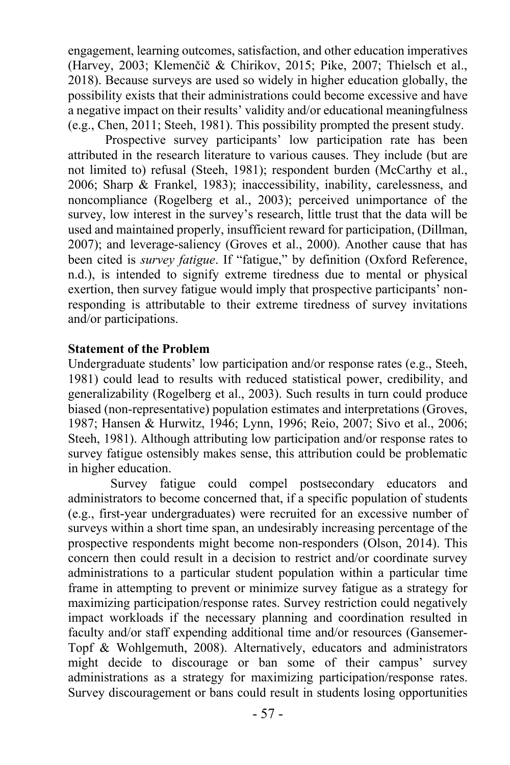engagement, learning outcomes, satisfaction, and other education imperatives (Harvey, 2003; Klemenčič & Chirikov, 2015; Pike, 2007; Thielsch et al., 2018). Because surveys are used so widely in higher education globally, the possibility exists that their administrations could become excessive and have a negative impact on their results' validity and/or educational meaningfulness (e.g., Chen, 2011; Steeh, 1981). This possibility prompted the present study.

Prospective survey participants' low participation rate has been attributed in the research literature to various causes. They include (but are not limited to) refusal (Steeh, 1981); respondent burden (McCarthy et al., 2006; Sharp & Frankel, 1983); inaccessibility, inability, carelessness, and noncompliance (Rogelberg et al., 2003); perceived unimportance of the survey, low interest in the survey's research, little trust that the data will be used and maintained properly, insufficient reward for participation, (Dillman, 2007); and leverage-saliency (Groves et al., 2000). Another cause that has been cited is *survey fatigue*. If "fatigue," by definition (Oxford Reference, n.d.), is intended to signify extreme tiredness due to mental or physical exertion, then survey fatigue would imply that prospective participants' non-responding is attributable to their extreme tiredness of survey invitations and/or participations.

**Statement of the Problem**

Undergraduate students' low participation and/or response rates (e.g., Steeh, 1981) could lead to results with reduced statistical power, credibility, and generalizability (Rogelberg et al., 2003). Such results in turn could produce biased (non-representative) population estimates and interpretations (Groves, 1987; Hansen & Hurwitz, 1946; Lynn, 1996; Reio, 2007; Sivo et al., 2006; Steeh, 1981). Although attributing low participation and/or response rates to survey fatigue ostensibly makes sense, this attribution could be problematic in higher education.

Survey fatigue could compel postsecondary educators and administrators to become concerned that, if a specific population of students (e.g., first-year undergraduates) were recruited for an excessive number of surveys within a short time span, an undesirably increasing percentage of the prospective respondents might become non-responders (Olson, 2014). This concern then could result in a decision to restrict and/or coordinate survey administrations to a particular student population within a particular time frame in attempting to prevent or minimize survey fatigue as a strategy for maximizing participation/response rates. Survey restriction could negatively impact workloads if the necessary planning and coordination resulted in faculty and/or staff expending additional time and/or resources (Gansemer-Topf & Wohlgemuth, 2008). Alternatively, educators and administrators might decide to discourage or ban some of their campus' survey administrations as a strategy for maximizing participation/response rates. Survey discouragement or bans could result in students losing opportunities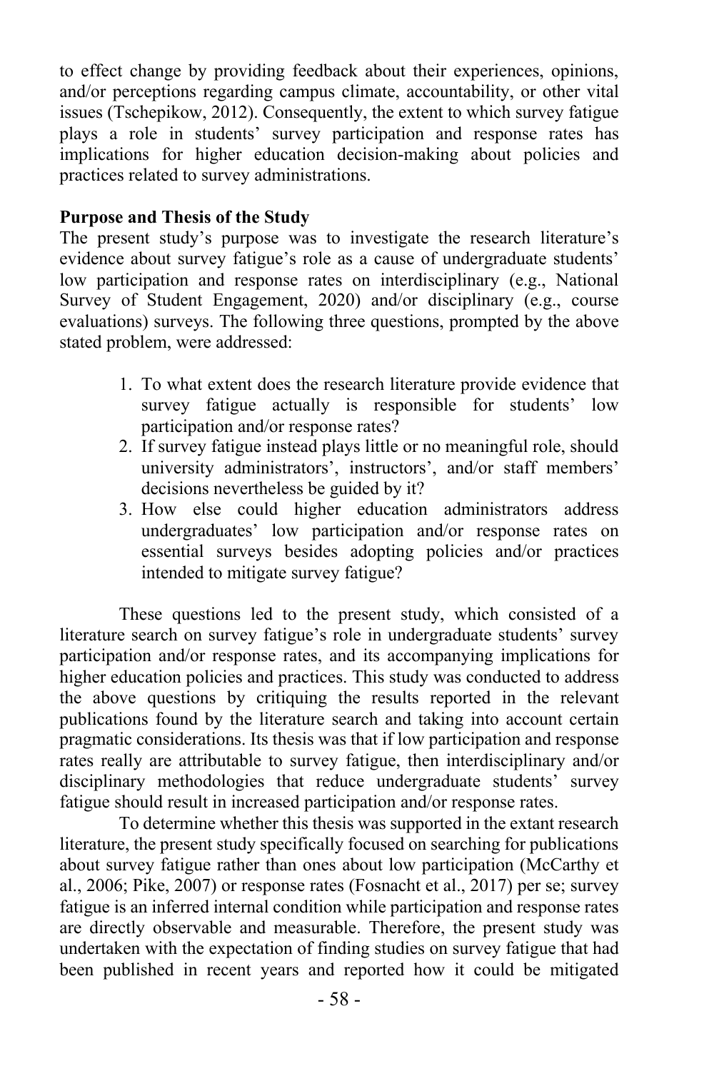to effect change by providing feedback about their experiences, opinions, and/or perceptions regarding campus climate, accountability, or other vital issues (Tschepikow, 2012). Consequently, the extent to which survey fatigue plays a role in students' survey participation and response rates has implications for higher education decision-making about policies and practices related to survey administrations.

**Purpose and Thesis of the Study**

The present study's purpose was to investigate the research literature's evidence about survey fatigue's role as a cause of undergraduate students' low participation and response rates on interdisciplinary (e.g., National Survey of Student Engagement, 2020) and/or disciplinary (e.g., course evaluations) surveys. The following three questions, prompted by the above stated problem, were addressed:

1. To what extent does the research literature provide evidence that survey fatigue actually is responsible for students' low participation and/or response rates?
2. If survey fatigue instead plays little or no meaningful role, should university administrators', instructors', and/or staff members' decisions nevertheless be guided by it?
3. How else could higher education administrators address undergraduates' low participation and/or response rates on essential surveys besides adopting policies and/or practices intended to mitigate survey fatigue?

These questions led to the present study, which consisted of a literature search on survey fatigue's role in undergraduate students' survey participation and/or response rates, and its accompanying implications for higher education policies and practices. This study was conducted to address the above questions by critiquing the results reported in the relevant publications found by the literature search and taking into account certain pragmatic considerations. Its thesis was that if low participation and response rates really are attributable to survey fatigue, then interdisciplinary and/or disciplinary methodologies that reduce undergraduate students' survey fatigue should result in increased participation and/or response rates.

To determine whether this thesis was supported in the extant research literature, the present study specifically focused on searching for publications about survey fatigue rather than ones about low participation (McCarthy et al., 2006; Pike, 2007) or response rates (Fosnacht et al., 2017) per se; survey fatigue is an inferred internal condition while participation and response rates are directly observable and measurable. Therefore, the present study was undertaken with the expectation of finding studies on survey fatigue that had been published in recent years and reported how it could be mitigated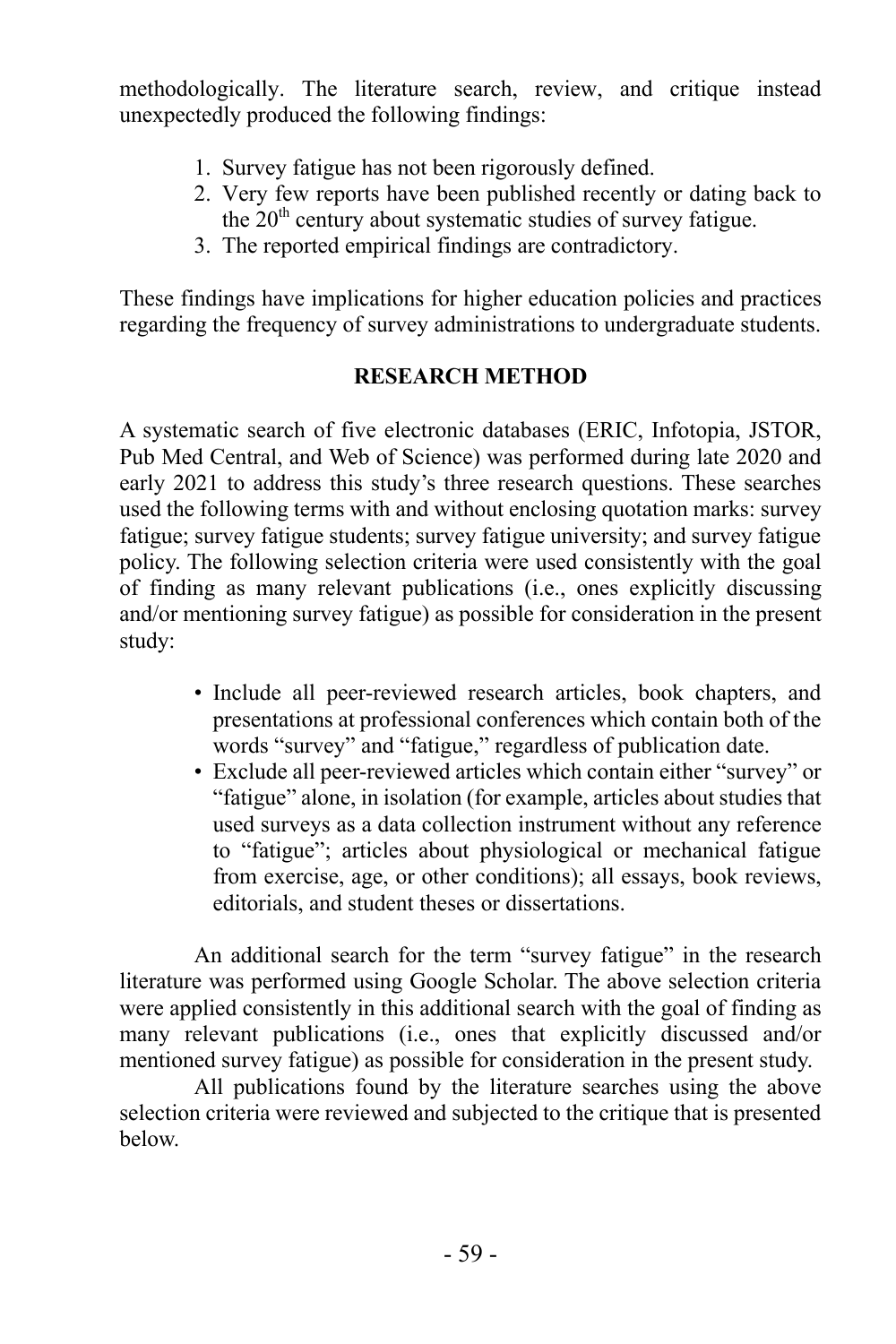methodologically. The literature search, review, and critique instead unexpectedly produced the following findings:

1. Survey fatigue has not been rigorously defined.
2. Very few reports have been published recently or dating back to the 20th century about systematic studies of survey fatigue.
3. The reported empirical findings are contradictory.

These findings have implications for higher education policies and practices regarding the frequency of survey administrations to undergraduate students.

## RESEARCH METHOD

A systematic search of five electronic databases (ERIC, Infotopia, JSTOR, Pub Med Central, and Web of Science) was performed during late 2020 and early 2021 to address this study's three research questions. These searches used the following terms with and without enclosing quotation marks: survey fatigue; survey fatigue students; survey fatigue university; and survey fatigue policy. The following selection criteria were used consistently with the goal of finding as many relevant publications (i.e., ones explicitly discussing and/or mentioning survey fatigue) as possible for consideration in the present study:

- Include all peer-reviewed research articles, book chapters, and presentations at professional conferences which contain both of the words "survey" and "fatigue," regardless of publication date.
- Exclude all peer-reviewed articles which contain either "survey" or "fatigue" alone, in isolation (for example, articles about studies that used surveys as a data collection instrument without any reference to "fatigue"; articles about physiological or mechanical fatigue from exercise, age, or other conditions); all essays, book reviews, editorials, and student theses or dissertations.

An additional search for the term "survey fatigue" in the research literature was performed using Google Scholar. The above selection criteria were applied consistently in this additional search with the goal of finding as many relevant publications (i.e., ones that explicitly discussed and/or mentioned survey fatigue) as possible for consideration in the present study.

All publications found by the literature searches using the above selection criteria were reviewed and subjected to the critique that is presented below.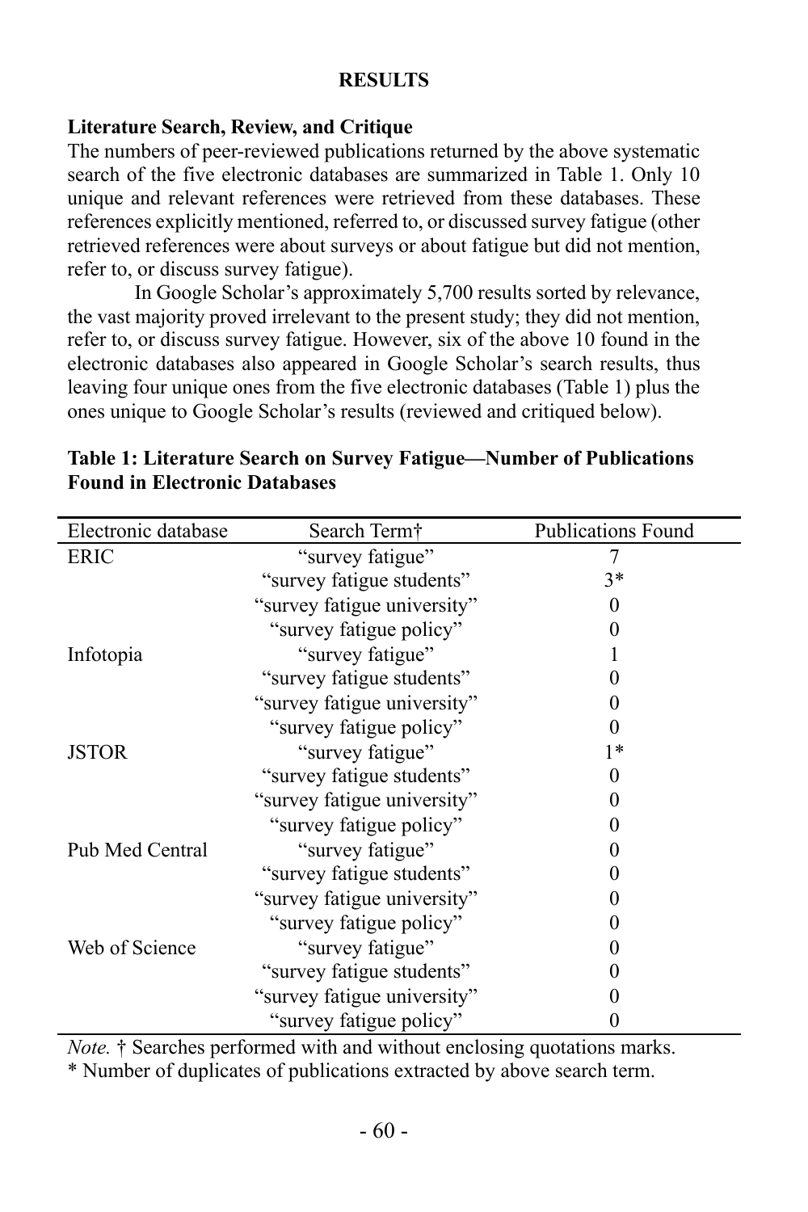## RESULTS

### Literature Search, Review, and Critique

The numbers of peer-reviewed publications returned by the above systematic search of the five electronic databases are summarized in Table 1. Only 10 unique and relevant references were retrieved from these databases. These references explicitly mentioned, referred to, or discussed survey fatigue (other retrieved references were about surveys or about fatigue but did not mention, refer to, or discuss survey fatigue).

In Google Scholar's approximately 5,700 results sorted by relevance, the vast majority proved irrelevant to the present study; they did not mention, refer to, or discuss survey fatigue. However, six of the above 10 found in the electronic databases also appeared in Google Scholar's search results, thus leaving four unique ones from the five electronic databases (Table 1) plus the ones unique to Google Scholar's results (reviewed and critiqued below).

**Table 1: Literature Search on Survey Fatigue—Number of Publications Found in Electronic Databases**

| Electronic database | Search Term† | Publications Found |
|---|---|---|
| ERIC | "survey fatigue" | 7 |
| | "survey fatigue students" | 3* |
| | "survey fatigue university" | 0 |
| | "survey fatigue policy" | 0 |
| Infotopia | "survey fatigue" | 1 |
| | "survey fatigue students" | 0 |
| | "survey fatigue university" | 0 |
| | "survey fatigue policy" | 0 |
| JSTOR | "survey fatigue" | 1* |
| | "survey fatigue students" | 0 |
| | "survey fatigue university" | 0 |
| | "survey fatigue policy" | 0 |
| Pub Med Central | "survey fatigue" | 0 |
| | "survey fatigue students" | 0 |
| | "survey fatigue university" | 0 |
| | "survey fatigue policy" | 0 |
| Web of Science | "survey fatigue" | 0 |
| | "survey fatigue students" | 0 |
| | "survey fatigue university" | 0 |
| | "survey fatigue policy" | 0 |

*Note.* † Searches performed with and without enclosing quotations marks.

* Number of duplicates of publications extracted by above search term.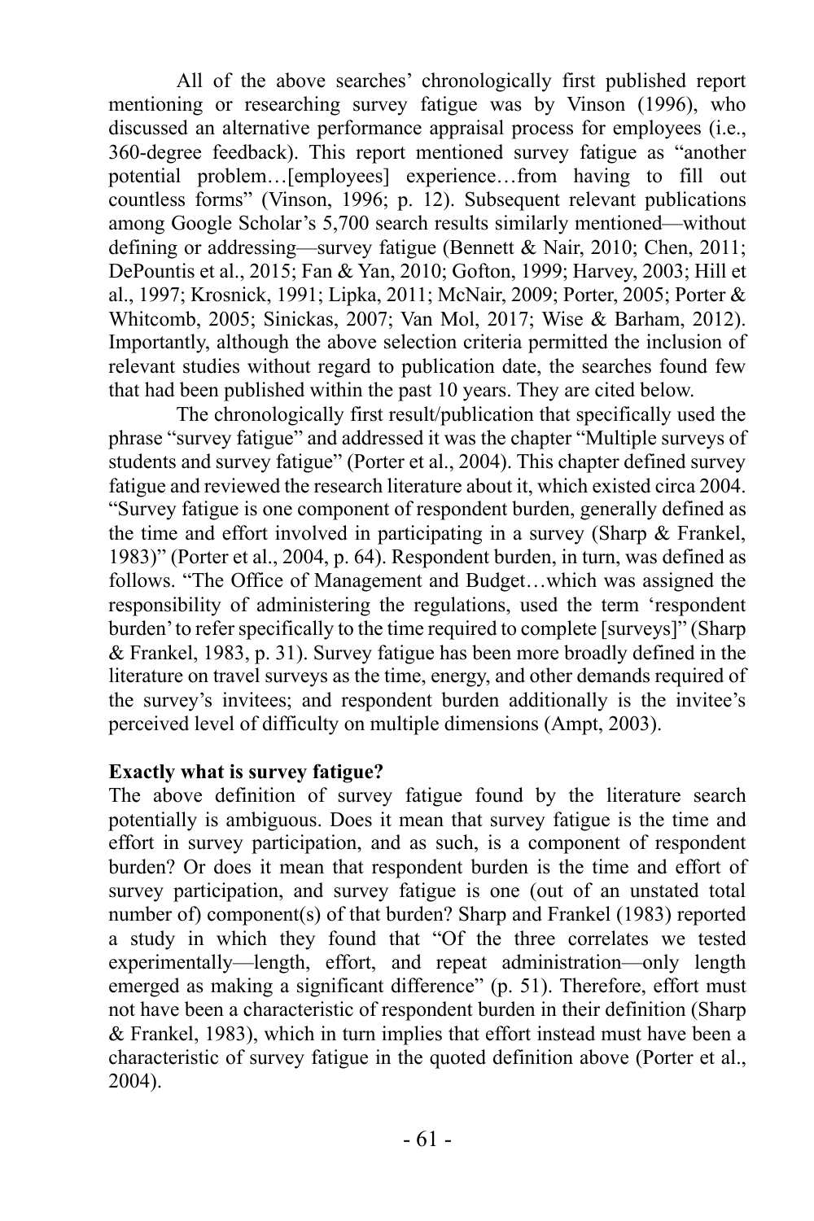All of the above searches' chronologically first published report mentioning or researching survey fatigue was by Vinson (1996), who discussed an alternative performance appraisal process for employees (i.e., 360-degree feedback). This report mentioned survey fatigue as "another potential problem…[employees] experience…from having to fill out countless forms" (Vinson, 1996; p. 12). Subsequent relevant publications among Google Scholar's 5,700 search results similarly mentioned—without defining or addressing—survey fatigue (Bennett & Nair, 2010; Chen, 2011; DePountis et al., 2015; Fan & Yan, 2010; Gofton, 1999; Harvey, 2003; Hill et al., 1997; Krosnick, 1991; Lipka, 2011; McNair, 2009; Porter, 2005; Porter & Whitcomb, 2005; Sinickas, 2007; Van Mol, 2017; Wise & Barham, 2012). Importantly, although the above selection criteria permitted the inclusion of relevant studies without regard to publication date, the searches found few that had been published within the past 10 years. They are cited below.

The chronologically first result/publication that specifically used the phrase "survey fatigue" and addressed it was the chapter "Multiple surveys of students and survey fatigue" (Porter et al., 2004). This chapter defined survey fatigue and reviewed the research literature about it, which existed circa 2004. "Survey fatigue is one component of respondent burden, generally defined as the time and effort involved in participating in a survey (Sharp & Frankel, 1983)" (Porter et al., 2004, p. 64). Respondent burden, in turn, was defined as follows. "The Office of Management and Budget…which was assigned the responsibility of administering the regulations, used the term 'respondent burden' to refer specifically to the time required to complete [surveys]" (Sharp & Frankel, 1983, p. 31). Survey fatigue has been more broadly defined in the literature on travel surveys as the time, energy, and other demands required of the survey's invitees; and respondent burden additionally is the invitee's perceived level of difficulty on multiple dimensions (Ampt, 2003).

**Exactly what is survey fatigue?**

The above definition of survey fatigue found by the literature search potentially is ambiguous. Does it mean that survey fatigue is the time and effort in survey participation, and as such, is a component of respondent burden? Or does it mean that respondent burden is the time and effort of survey participation, and survey fatigue is one (out of an unstated total number of) component(s) of that burden? Sharp and Frankel (1983) reported a study in which they found that "Of the three correlates we tested experimentally—length, effort, and repeat administration—only length emerged as making a significant difference" (p. 51). Therefore, effort must not have been a characteristic of respondent burden in their definition (Sharp & Frankel, 1983), which in turn implies that effort instead must have been a characteristic of survey fatigue in the quoted definition above (Porter et al., 2004).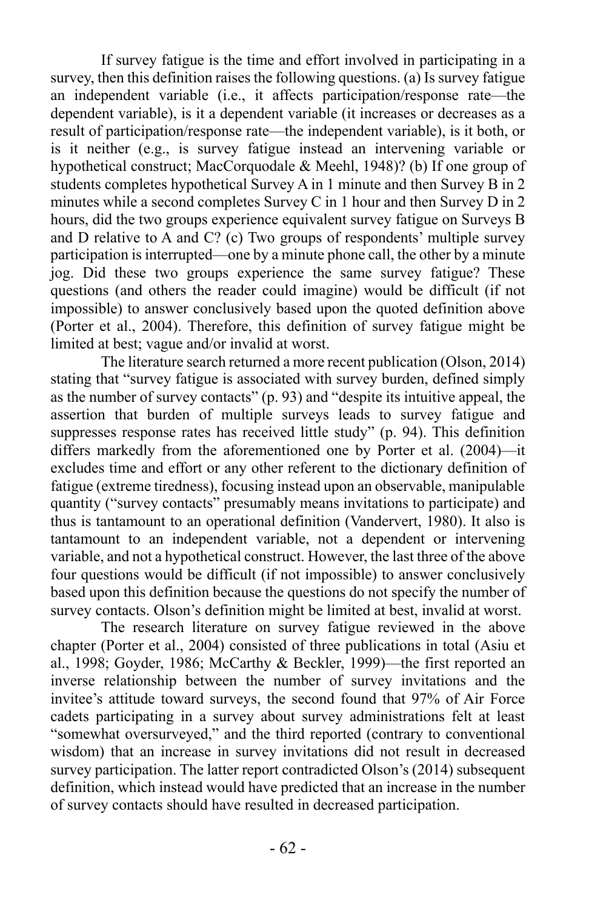If survey fatigue is the time and effort involved in participating in a survey, then this definition raises the following questions. (a) Is survey fatigue an independent variable (i.e., it affects participation/response rate—the dependent variable), is it a dependent variable (it increases or decreases as a result of participation/response rate—the independent variable), is it both, or is it neither (e.g., is survey fatigue instead an intervening variable or hypothetical construct; MacCorquodale & Meehl, 1948)? (b) If one group of students completes hypothetical Survey A in 1 minute and then Survey B in 2 minutes while a second completes Survey C in 1 hour and then Survey D in 2 hours, did the two groups experience equivalent survey fatigue on Surveys B and D relative to A and C? (c) Two groups of respondents' multiple survey participation is interrupted—one by a minute phone call, the other by a minute jog. Did these two groups experience the same survey fatigue? These questions (and others the reader could imagine) would be difficult (if not impossible) to answer conclusively based upon the quoted definition above (Porter et al., 2004). Therefore, this definition of survey fatigue might be limited at best; vague and/or invalid at worst.

The literature search returned a more recent publication (Olson, 2014) stating that "survey fatigue is associated with survey burden, defined simply as the number of survey contacts" (p. 93) and "despite its intuitive appeal, the assertion that burden of multiple surveys leads to survey fatigue and suppresses response rates has received little study" (p. 94). This definition differs markedly from the aforementioned one by Porter et al. (2004)—it excludes time and effort or any other referent to the dictionary definition of fatigue (extreme tiredness), focusing instead upon an observable, manipulable quantity ("survey contacts" presumably means invitations to participate) and thus is tantamount to an operational definition (Vandervert, 1980). It also is tantamount to an independent variable, not a dependent or intervening variable, and not a hypothetical construct. However, the last three of the above four questions would be difficult (if not impossible) to answer conclusively based upon this definition because the questions do not specify the number of survey contacts. Olson's definition might be limited at best, invalid at worst.

The research literature on survey fatigue reviewed in the above chapter (Porter et al., 2004) consisted of three publications in total (Asiu et al., 1998; Goyder, 1986; McCarthy & Beckler, 1999)—the first reported an inverse relationship between the number of survey invitations and the invitee's attitude toward surveys, the second found that 97% of Air Force cadets participating in a survey about survey administrations felt at least "somewhat oversurveyed," and the third reported (contrary to conventional wisdom) that an increase in survey invitations did not result in decreased survey participation. The latter report contradicted Olson's (2014) subsequent definition, which instead would have predicted that an increase in the number of survey contacts should have resulted in decreased participation.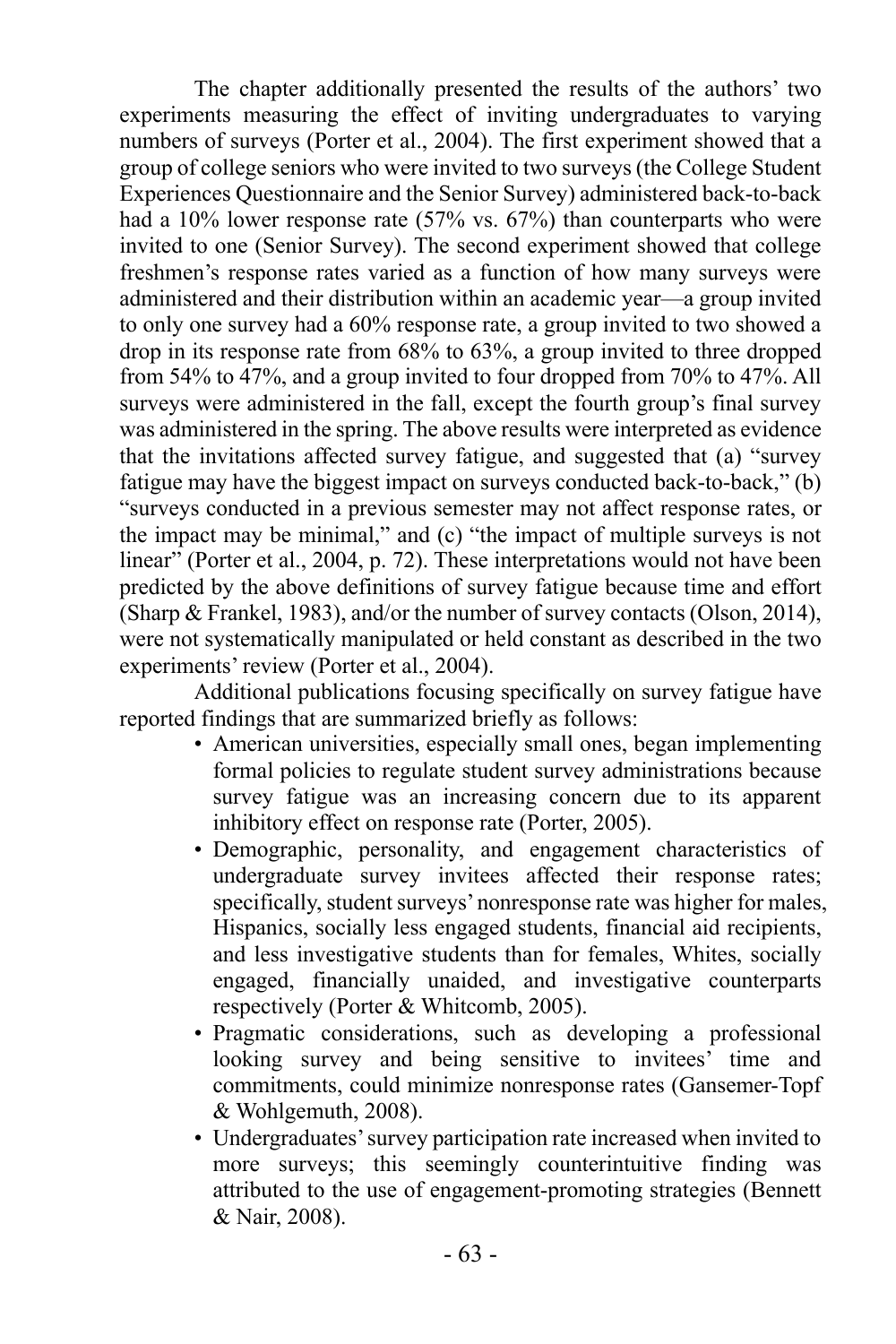The chapter additionally presented the results of the authors' two experiments measuring the effect of inviting undergraduates to varying numbers of surveys (Porter et al., 2004). The first experiment showed that a group of college seniors who were invited to two surveys (the College Student Experiences Questionnaire and the Senior Survey) administered back-to-back had a 10% lower response rate (57% vs. 67%) than counterparts who were invited to one (Senior Survey). The second experiment showed that college freshmen's response rates varied as a function of how many surveys were administered and their distribution within an academic year—a group invited to only one survey had a 60% response rate, a group invited to two showed a drop in its response rate from 68% to 63%, a group invited to three dropped from 54% to 47%, and a group invited to four dropped from 70% to 47%. All surveys were administered in the fall, except the fourth group's final survey was administered in the spring. The above results were interpreted as evidence that the invitations affected survey fatigue, and suggested that (a) "survey fatigue may have the biggest impact on surveys conducted back-to-back," (b) "surveys conducted in a previous semester may not affect response rates, or the impact may be minimal," and (c) "the impact of multiple surveys is not linear" (Porter et al., 2004, p. 72). These interpretations would not have been predicted by the above definitions of survey fatigue because time and effort (Sharp & Frankel, 1983), and/or the number of survey contacts (Olson, 2014), were not systematically manipulated or held constant as described in the two experiments' review (Porter et al., 2004).

Additional publications focusing specifically on survey fatigue have reported findings that are summarized briefly as follows:

- American universities, especially small ones, began implementing formal policies to regulate student survey administrations because survey fatigue was an increasing concern due to its apparent inhibitory effect on response rate (Porter, 2005).
- Demographic, personality, and engagement characteristics of undergraduate survey invitees affected their response rates; specifically, student surveys' nonresponse rate was higher for males, Hispanics, socially less engaged students, financial aid recipients, and less investigative students than for females, Whites, socially engaged, financially unaided, and investigative counterparts respectively (Porter & Whitcomb, 2005).
- Pragmatic considerations, such as developing a professional looking survey and being sensitive to invitees' time and commitments, could minimize nonresponse rates (Gansemer-Topf & Wohlgemuth, 2008).
- Undergraduates' survey participation rate increased when invited to more surveys; this seemingly counterintuitive finding was attributed to the use of engagement-promoting strategies (Bennett & Nair, 2008).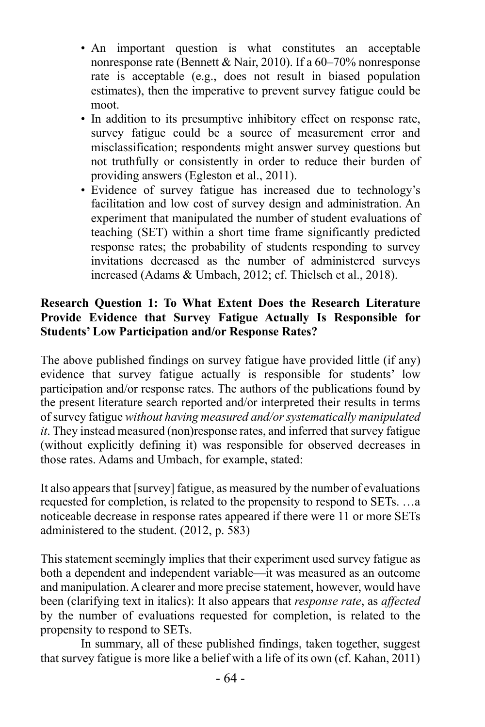- An important question is what constitutes an acceptable nonresponse rate (Bennett & Nair, 2010). If a 60–70% nonresponse rate is acceptable (e.g., does not result in biased population estimates), then the imperative to prevent survey fatigue could be moot.
- In addition to its presumptive inhibitory effect on response rate, survey fatigue could be a source of measurement error and misclassification; respondents might answer survey questions but not truthfully or consistently in order to reduce their burden of providing answers (Egleston et al., 2011).
- Evidence of survey fatigue has increased due to technology's facilitation and low cost of survey design and administration. An experiment that manipulated the number of student evaluations of teaching (SET) within a short time frame significantly predicted response rates; the probability of students responding to survey invitations decreased as the number of administered surveys increased (Adams & Umbach, 2012; cf. Thielsch et al., 2018).

**Research Question 1: To What Extent Does the Research Literature Provide Evidence that Survey Fatigue Actually Is Responsible for Students' Low Participation and/or Response Rates?**

The above published findings on survey fatigue have provided little (if any) evidence that survey fatigue actually is responsible for students' low participation and/or response rates. The authors of the publications found by the present literature search reported and/or interpreted their results in terms of survey fatigue *without having measured and/or systematically manipulated it*. They instead measured (non)response rates, and inferred that survey fatigue (without explicitly defining it) was responsible for observed decreases in those rates. Adams and Umbach, for example, stated:

It also appears that [survey] fatigue, as measured by the number of evaluations requested for completion, is related to the propensity to respond to SETs. …a noticeable decrease in response rates appeared if there were 11 or more SETs administered to the student. (2012, p. 583)

This statement seemingly implies that their experiment used survey fatigue as both a dependent and independent variable—it was measured as an outcome and manipulation. A clearer and more precise statement, however, would have been (clarifying text in italics): It also appears that *response rate*, as *affected* by the number of evaluations requested for completion, is related to the propensity to respond to SETs.

In summary, all of these published findings, taken together, suggest that survey fatigue is more like a belief with a life of its own (cf. Kahan, 2011)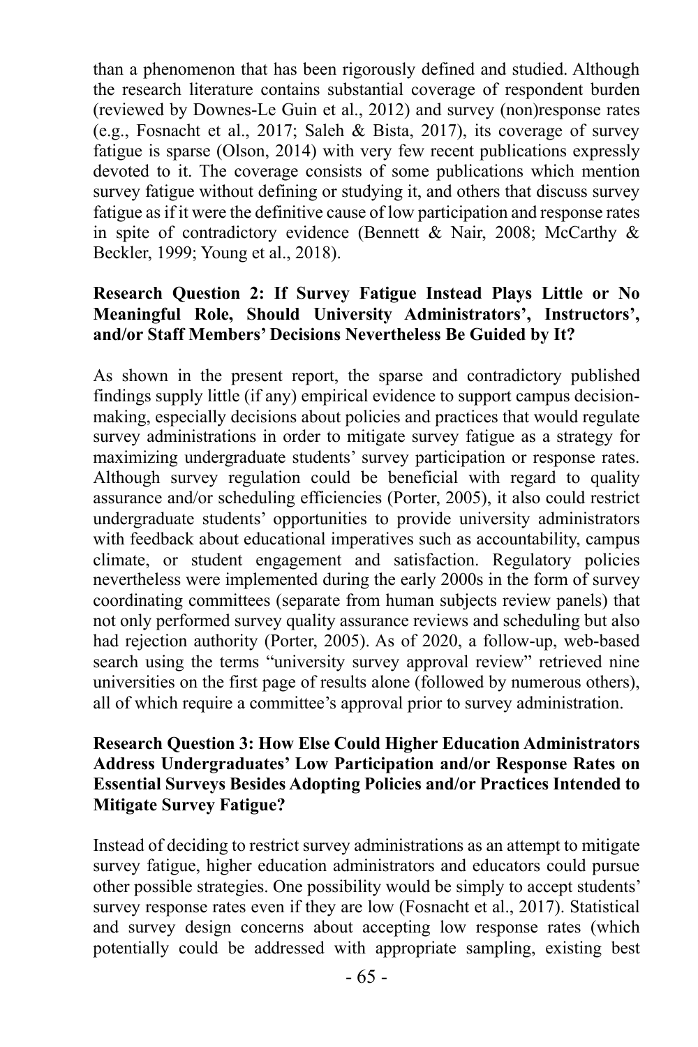than a phenomenon that has been rigorously defined and studied. Although the research literature contains substantial coverage of respondent burden (reviewed by Downes-Le Guin et al., 2012) and survey (non)response rates (e.g., Fosnacht et al., 2017; Saleh & Bista, 2017), its coverage of survey fatigue is sparse (Olson, 2014) with very few recent publications expressly devoted to it. The coverage consists of some publications which mention survey fatigue without defining or studying it, and others that discuss survey fatigue as if it were the definitive cause of low participation and response rates in spite of contradictory evidence (Bennett & Nair, 2008; McCarthy & Beckler, 1999; Young et al., 2018).

**Research Question 2: If Survey Fatigue Instead Plays Little or No Meaningful Role, Should University Administrators', Instructors', and/or Staff Members' Decisions Nevertheless Be Guided by It?**

As shown in the present report, the sparse and contradictory published findings supply little (if any) empirical evidence to support campus decision-making, especially decisions about policies and practices that would regulate survey administrations in order to mitigate survey fatigue as a strategy for maximizing undergraduate students' survey participation or response rates. Although survey regulation could be beneficial with regard to quality assurance and/or scheduling efficiencies (Porter, 2005), it also could restrict undergraduate students' opportunities to provide university administrators with feedback about educational imperatives such as accountability, campus climate, or student engagement and satisfaction. Regulatory policies nevertheless were implemented during the early 2000s in the form of survey coordinating committees (separate from human subjects review panels) that not only performed survey quality assurance reviews and scheduling but also had rejection authority (Porter, 2005). As of 2020, a follow-up, web-based search using the terms "university survey approval review" retrieved nine universities on the first page of results alone (followed by numerous others), all of which require a committee's approval prior to survey administration.

**Research Question 3: How Else Could Higher Education Administrators Address Undergraduates' Low Participation and/or Response Rates on Essential Surveys Besides Adopting Policies and/or Practices Intended to Mitigate Survey Fatigue?**

Instead of deciding to restrict survey administrations as an attempt to mitigate survey fatigue, higher education administrators and educators could pursue other possible strategies. One possibility would be simply to accept students' survey response rates even if they are low (Fosnacht et al., 2017). Statistical and survey design concerns about accepting low response rates (which potentially could be addressed with appropriate sampling, existing best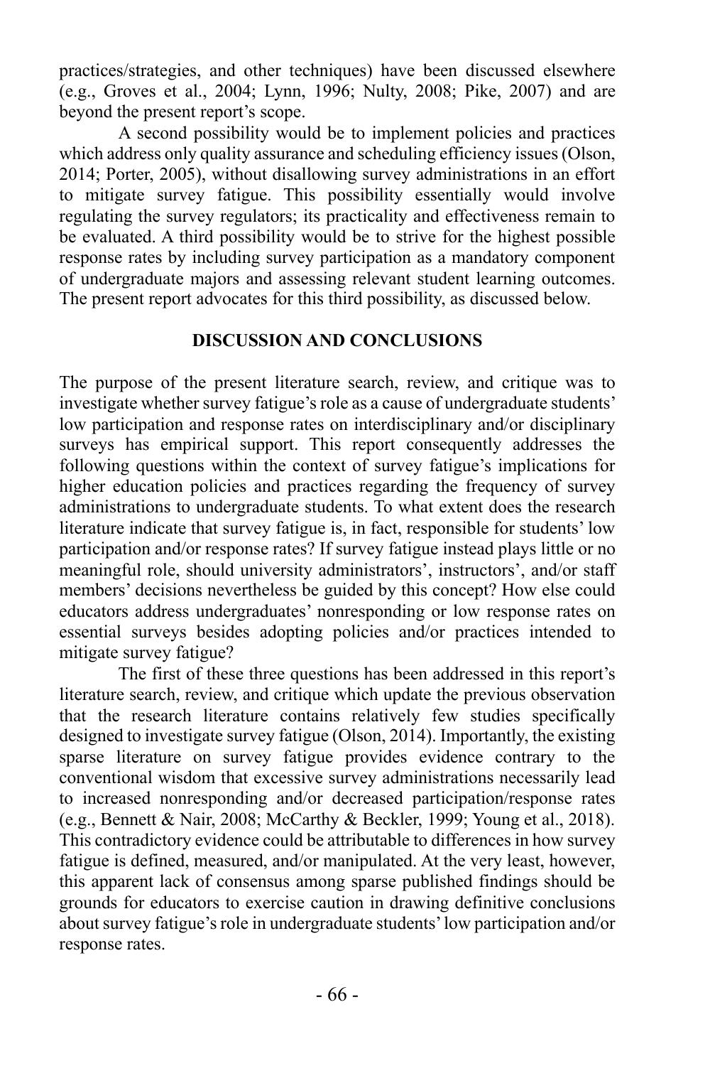practices/strategies, and other techniques) have been discussed elsewhere (e.g., Groves et al., 2004; Lynn, 1996; Nulty, 2008; Pike, 2007) and are beyond the present report's scope.

A second possibility would be to implement policies and practices which address only quality assurance and scheduling efficiency issues (Olson, 2014; Porter, 2005), without disallowing survey administrations in an effort to mitigate survey fatigue. This possibility essentially would involve regulating the survey regulators; its practicality and effectiveness remain to be evaluated. A third possibility would be to strive for the highest possible response rates by including survey participation as a mandatory component of undergraduate majors and assessing relevant student learning outcomes. The present report advocates for this third possibility, as discussed below.

## DISCUSSION AND CONCLUSIONS

The purpose of the present literature search, review, and critique was to investigate whether survey fatigue's role as a cause of undergraduate students' low participation and response rates on interdisciplinary and/or disciplinary surveys has empirical support. This report consequently addresses the following questions within the context of survey fatigue's implications for higher education policies and practices regarding the frequency of survey administrations to undergraduate students. To what extent does the research literature indicate that survey fatigue is, in fact, responsible for students' low participation and/or response rates? If survey fatigue instead plays little or no meaningful role, should university administrators', instructors', and/or staff members' decisions nevertheless be guided by this concept? How else could educators address undergraduates' nonresponding or low response rates on essential surveys besides adopting policies and/or practices intended to mitigate survey fatigue?

The first of these three questions has been addressed in this report's literature search, review, and critique which update the previous observation that the research literature contains relatively few studies specifically designed to investigate survey fatigue (Olson, 2014). Importantly, the existing sparse literature on survey fatigue provides evidence contrary to the conventional wisdom that excessive survey administrations necessarily lead to increased nonresponding and/or decreased participation/response rates (e.g., Bennett & Nair, 2008; McCarthy & Beckler, 1999; Young et al., 2018). This contradictory evidence could be attributable to differences in how survey fatigue is defined, measured, and/or manipulated. At the very least, however, this apparent lack of consensus among sparse published findings should be grounds for educators to exercise caution in drawing definitive conclusions about survey fatigue's role in undergraduate students' low participation and/or response rates.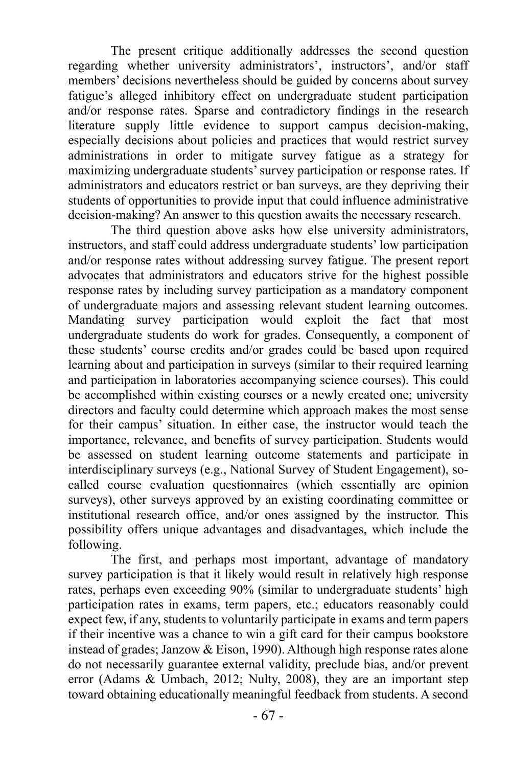The present critique additionally addresses the second question regarding whether university administrators', instructors', and/or staff members' decisions nevertheless should be guided by concerns about survey fatigue's alleged inhibitory effect on undergraduate student participation and/or response rates. Sparse and contradictory findings in the research literature supply little evidence to support campus decision-making, especially decisions about policies and practices that would restrict survey administrations in order to mitigate survey fatigue as a strategy for maximizing undergraduate students' survey participation or response rates. If administrators and educators restrict or ban surveys, are they depriving their students of opportunities to provide input that could influence administrative decision-making? An answer to this question awaits the necessary research.

The third question above asks how else university administrators, instructors, and staff could address undergraduate students' low participation and/or response rates without addressing survey fatigue. The present report advocates that administrators and educators strive for the highest possible response rates by including survey participation as a mandatory component of undergraduate majors and assessing relevant student learning outcomes. Mandating survey participation would exploit the fact that most undergraduate students do work for grades. Consequently, a component of these students' course credits and/or grades could be based upon required learning about and participation in surveys (similar to their required learning and participation in laboratories accompanying science courses). This could be accomplished within existing courses or a newly created one; university directors and faculty could determine which approach makes the most sense for their campus' situation. In either case, the instructor would teach the importance, relevance, and benefits of survey participation. Students would be assessed on student learning outcome statements and participate in interdisciplinary surveys (e.g., National Survey of Student Engagement), so-called course evaluation questionnaires (which essentially are opinion surveys), other surveys approved by an existing coordinating committee or institutional research office, and/or ones assigned by the instructor. This possibility offers unique advantages and disadvantages, which include the following.

The first, and perhaps most important, advantage of mandatory survey participation is that it likely would result in relatively high response rates, perhaps even exceeding 90% (similar to undergraduate students' high participation rates in exams, term papers, etc.; educators reasonably could expect few, if any, students to voluntarily participate in exams and term papers if their incentive was a chance to win a gift card for their campus bookstore instead of grades; Janzow & Eison, 1990). Although high response rates alone do not necessarily guarantee external validity, preclude bias, and/or prevent error (Adams & Umbach, 2012; Nulty, 2008), they are an important step toward obtaining educationally meaningful feedback from students. A second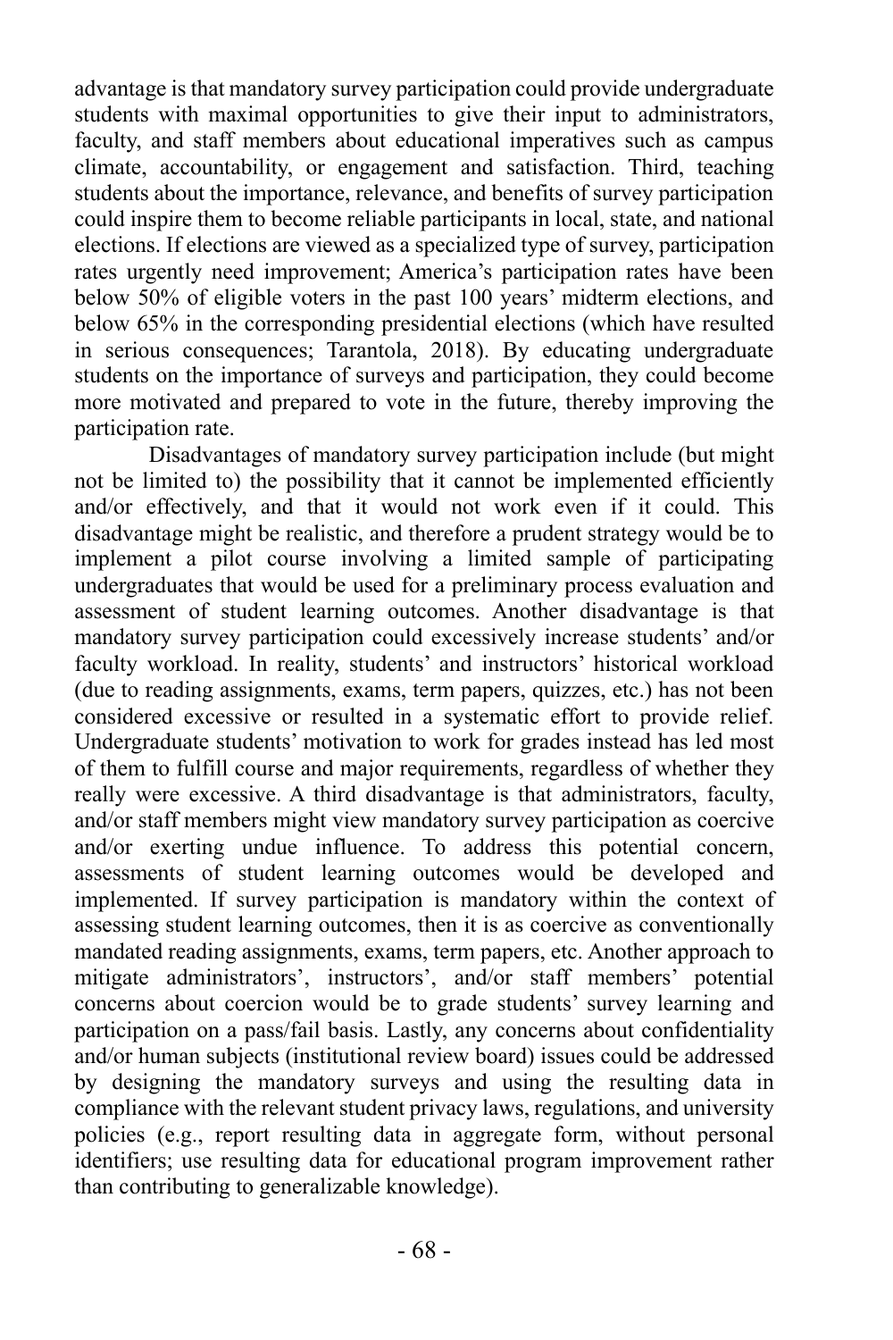advantage is that mandatory survey participation could provide undergraduate students with maximal opportunities to give their input to administrators, faculty, and staff members about educational imperatives such as campus climate, accountability, or engagement and satisfaction. Third, teaching students about the importance, relevance, and benefits of survey participation could inspire them to become reliable participants in local, state, and national elections. If elections are viewed as a specialized type of survey, participation rates urgently need improvement; America's participation rates have been below 50% of eligible voters in the past 100 years' midterm elections, and below 65% in the corresponding presidential elections (which have resulted in serious consequences; Tarantola, 2018). By educating undergraduate students on the importance of surveys and participation, they could become more motivated and prepared to vote in the future, thereby improving the participation rate.

Disadvantages of mandatory survey participation include (but might not be limited to) the possibility that it cannot be implemented efficiently and/or effectively, and that it would not work even if it could. This disadvantage might be realistic, and therefore a prudent strategy would be to implement a pilot course involving a limited sample of participating undergraduates that would be used for a preliminary process evaluation and assessment of student learning outcomes. Another disadvantage is that mandatory survey participation could excessively increase students' and/or faculty workload. In reality, students' and instructors' historical workload (due to reading assignments, exams, term papers, quizzes, etc.) has not been considered excessive or resulted in a systematic effort to provide relief. Undergraduate students' motivation to work for grades instead has led most of them to fulfill course and major requirements, regardless of whether they really were excessive. A third disadvantage is that administrators, faculty, and/or staff members might view mandatory survey participation as coercive and/or exerting undue influence. To address this potential concern, assessments of student learning outcomes would be developed and implemented. If survey participation is mandatory within the context of assessing student learning outcomes, then it is as coercive as conventionally mandated reading assignments, exams, term papers, etc. Another approach to mitigate administrators', instructors', and/or staff members' potential concerns about coercion would be to grade students' survey learning and participation on a pass/fail basis. Lastly, any concerns about confidentiality and/or human subjects (institutional review board) issues could be addressed by designing the mandatory surveys and using the resulting data in compliance with the relevant student privacy laws, regulations, and university policies (e.g., report resulting data in aggregate form, without personal identifiers; use resulting data for educational program improvement rather than contributing to generalizable knowledge).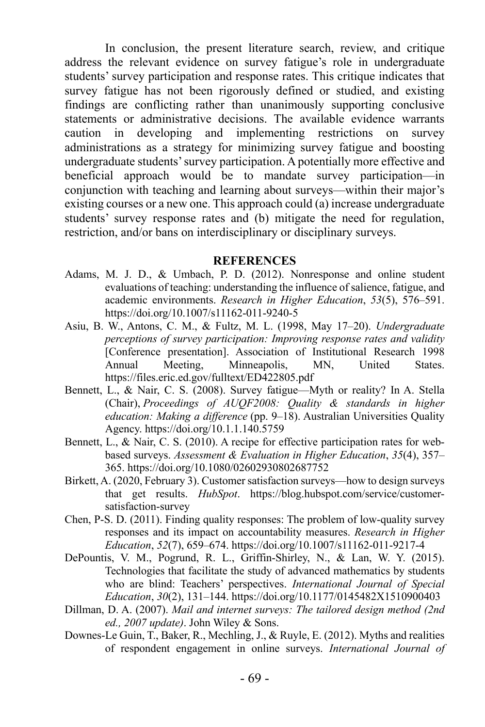In conclusion, the present literature search, review, and critique address the relevant evidence on survey fatigue's role in undergraduate students' survey participation and response rates. This critique indicates that survey fatigue has not been rigorously defined or studied, and existing findings are conflicting rather than unanimously supporting conclusive statements or administrative decisions. The available evidence warrants caution in developing and implementing restrictions on survey administrations as a strategy for minimizing survey fatigue and boosting undergraduate students' survey participation. A potentially more effective and beneficial approach would be to mandate survey participation—in conjunction with teaching and learning about surveys—within their major's existing courses or a new one. This approach could (a) increase undergraduate students' survey response rates and (b) mitigate the need for regulation, restriction, and/or bans on interdisciplinary or disciplinary surveys.

## REFERENCES

Adams, M. J. D., & Umbach, P. D. (2012). Nonresponse and online student evaluations of teaching: understanding the influence of salience, fatigue, and academic environments. *Research in Higher Education*, *53*(5), 576–591. https://doi.org/10.1007/s11162-011-9240-5

Asiu, B. W., Antons, C. M., & Fultz, M. L. (1998, May 17–20). *Undergraduate perceptions of survey participation: Improving response rates and validity* [Conference presentation]. Association of Institutional Research 1998 Annual Meeting, Minneapolis, MN, United States. https://files.eric.ed.gov/fulltext/ED422805.pdf

Bennett, L., & Nair, C. S. (2008). Survey fatigue—Myth or reality? In A. Stella (Chair), *Proceedings of AUQF2008: Quality & standards in higher education: Making a difference* (pp. 9–18). Australian Universities Quality Agency. https://doi.org/10.1.1.140.5759

Bennett, L., & Nair, C. S. (2010). A recipe for effective participation rates for web-based surveys. *Assessment & Evaluation in Higher Education*, *35*(4), 357–365. https://doi.org/10.1080/02602930802687752

Birkett, A. (2020, February 3). Customer satisfaction surveys—how to design surveys that get results. *HubSpot*. https://blog.hubspot.com/service/customer-satisfaction-survey

Chen, P-S. D. (2011). Finding quality responses: The problem of low-quality survey responses and its impact on accountability measures. *Research in Higher Education*, *52*(7), 659–674. https://doi.org/10.1007/s11162-011-9217-4

DePountis, V. M., Pogrund, R. L., Griffin-Shirley, N., & Lan, W. Y. (2015). Technologies that facilitate the study of advanced mathematics by students who are blind: Teachers' perspectives. *International Journal of Special Education*, *30*(2), 131–144. https://doi.org/10.1177/0145482X1510900403

Dillman, D. A. (2007). *Mail and internet surveys: The tailored design method (2nd ed., 2007 update)*. John Wiley & Sons.

Downes-Le Guin, T., Baker, R., Mechling, J., & Ruyle, E. (2012). Myths and realities of respondent engagement in online surveys. *International Journal of*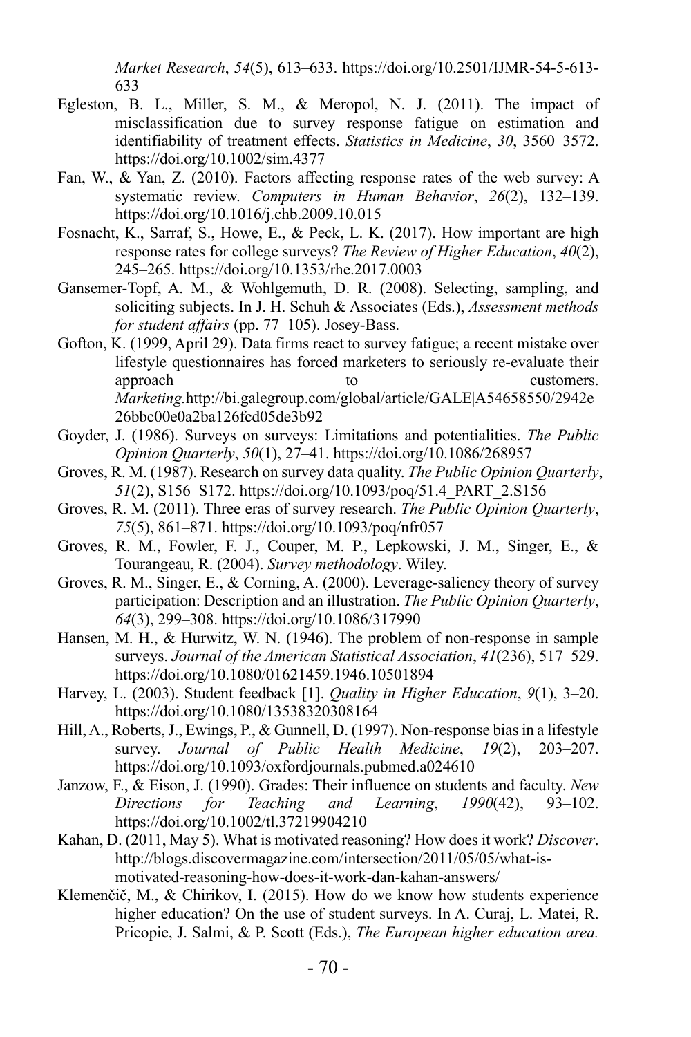*Market Research*, *54*(5), 613–633. https://doi.org/10.2501/IJMR-54-5-613-633

Egleston, B. L., Miller, S. M., & Meropol, N. J. (2011). The impact of misclassification due to survey response fatigue on estimation and identifiability of treatment effects. *Statistics in Medicine*, *30*, 3560–3572. https://doi.org/10.1002/sim.4377

Fan, W., & Yan, Z. (2010). Factors affecting response rates of the web survey: A systematic review. *Computers in Human Behavior*, *26*(2), 132–139. https://doi.org/10.1016/j.chb.2009.10.015

Fosnacht, K., Sarraf, S., Howe, E., & Peck, L. K. (2017). How important are high response rates for college surveys? *The Review of Higher Education*, *40*(2), 245–265. https://doi.org/10.1353/rhe.2017.0003

Gansemer-Topf, A. M., & Wohlgemuth, D. R. (2008). Selecting, sampling, and soliciting subjects. In J. H. Schuh & Associates (Eds.), *Assessment methods for student affairs* (pp. 77–105). Josey-Bass.

Gofton, K. (1999, April 29). Data firms react to survey fatigue; a recent mistake over lifestyle questionnaires has forced marketers to seriously re-evaluate their approach to customers. *Marketing.*http://bi.galegroup.com/global/article/GALE|A54658550/2942e26bbc00e0a2ba126fcd05de3b92

Goyder, J. (1986). Surveys on surveys: Limitations and potentialities. *The Public Opinion Quarterly*, *50*(1), 27–41. https://doi.org/10.1086/268957

Groves, R. M. (1987). Research on survey data quality. *The Public Opinion Quarterly*, *51*(2), S156–S172. https://doi.org/10.1093/poq/51.4_PART_2.S156

Groves, R. M. (2011). Three eras of survey research. *The Public Opinion Quarterly*, *75*(5), 861–871. https://doi.org/10.1093/poq/nfr057

Groves, R. M., Fowler, F. J., Couper, M. P., Lepkowski, J. M., Singer, E., & Tourangeau, R. (2004). *Survey methodology*. Wiley.

Groves, R. M., Singer, E., & Corning, A. (2000). Leverage-saliency theory of survey participation: Description and an illustration. *The Public Opinion Quarterly*, *64*(3), 299–308. https://doi.org/10.1086/317990

Hansen, M. H., & Hurwitz, W. N. (1946). The problem of non-response in sample surveys. *Journal of the American Statistical Association*, *41*(236), 517–529. https://doi.org/10.1080/01621459.1946.10501894

Harvey, L. (2003). Student feedback [1]. *Quality in Higher Education*, *9*(1), 3–20. https://doi.org/10.1080/13538320308164

Hill, A., Roberts, J., Ewings, P., & Gunnell, D. (1997). Non-response bias in a lifestyle survey. *Journal of Public Health Medicine*, *19*(2), 203–207. https://doi.org/10.1093/oxfordjournals.pubmed.a024610

Janzow, F., & Eison, J. (1990). Grades: Their influence on students and faculty. *New Directions for Teaching and Learning*, *1990*(42), 93–102. https://doi.org/10.1002/tl.37219904210

Kahan, D. (2011, May 5). What is motivated reasoning? How does it work? *Discover*. http://blogs.discovermagazine.com/intersection/2011/05/05/what-is-motivated-reasoning-how-does-it-work-dan-kahan-answers/

Klemenčič, M., & Chirikov, I. (2015). How do we know how students experience higher education? On the use of student surveys. In A. Curaj, L. Matei, R. Pricopie, J. Salmi, & P. Scott (Eds.), *The European higher education area.*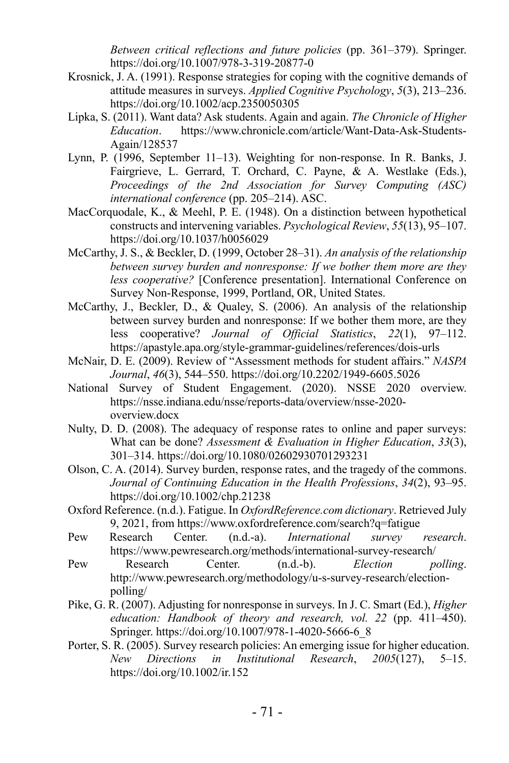*Between critical reflections and future policies* (pp. 361–379). Springer. https://doi.org/10.1007/978-3-319-20877-0

Krosnick, J. A. (1991). Response strategies for coping with the cognitive demands of attitude measures in surveys. *Applied Cognitive Psychology*, *5*(3), 213–236. https://doi.org/10.1002/acp.2350050305

Lipka, S. (2011). Want data? Ask students. Again and again. *The Chronicle of Higher Education*. https://www.chronicle.com/article/Want-Data-Ask-Students-Again/128537

Lynn, P. (1996, September 11–13). Weighting for non-response. In R. Banks, J. Fairgrieve, L. Gerrard, T. Orchard, C. Payne, & A. Westlake (Eds.), *Proceedings of the 2nd Association for Survey Computing (ASC) international conference* (pp. 205–214). ASC.

MacCorquodale, K., & Meehl, P. E. (1948). On a distinction between hypothetical constructs and intervening variables. *Psychological Review*, *55*(13), 95–107. https://doi.org/10.1037/h0056029

McCarthy, J. S., & Beckler, D. (1999, October 28–31). *An analysis of the relationship between survey burden and nonresponse: If we bother them more are they less cooperative?* [Conference presentation]. International Conference on Survey Non-Response, 1999, Portland, OR, United States.

McCarthy, J., Beckler, D., & Qualey, S. (2006). An analysis of the relationship between survey burden and nonresponse: If we bother them more, are they less cooperative? *Journal of Official Statistics*, *22*(1), 97–112. https://apastyle.apa.org/style-grammar-guidelines/references/dois-urls

McNair, D. E. (2009). Review of "Assessment methods for student affairs." *NASPA Journal*, *46*(3), 544–550. https://doi.org/10.2202/1949-6605.5026

National Survey of Student Engagement. (2020). NSSE 2020 overview. https://nsse.indiana.edu/nsse/reports-data/overview/nsse-2020-overview.docx

Nulty, D. D. (2008). The adequacy of response rates to online and paper surveys: What can be done? *Assessment & Evaluation in Higher Education*, *33*(3), 301–314. https://doi.org/10.1080/02602930701293231

Olson, C. A. (2014). Survey burden, response rates, and the tragedy of the commons. *Journal of Continuing Education in the Health Professions*, *34*(2), 93–95. https://doi.org/10.1002/chp.21238

Oxford Reference. (n.d.). Fatigue. In *OxfordReference.com dictionary*. Retrieved July 9, 2021, from https://www.oxfordreference.com/search?q=fatigue

Pew Research Center. (n.d.-a). *International survey research*. https://www.pewresearch.org/methods/international-survey-research/

Pew Research Center. (n.d.-b). *Election polling*. http://www.pewresearch.org/methodology/u-s-survey-research/election-polling/

Pike, G. R. (2007). Adjusting for nonresponse in surveys. In J. C. Smart (Ed.), *Higher education: Handbook of theory and research, vol. 22* (pp. 411–450). Springer. https://doi.org/10.1007/978-1-4020-5666-6_8

Porter, S. R. (2005). Survey research policies: An emerging issue for higher education. *New Directions in Institutional Research*, *2005*(127), 5–15. https://doi.org/10.1002/ir.152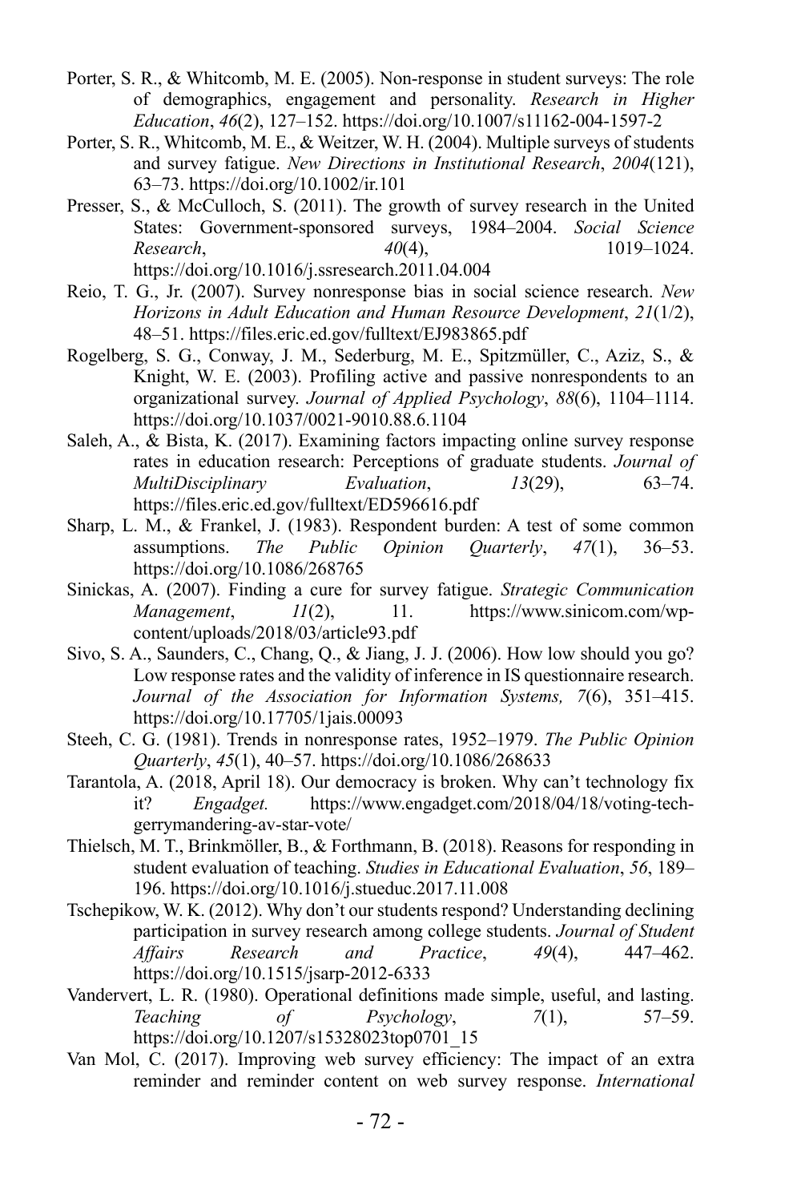Porter, S. R., & Whitcomb, M. E. (2005). Non-response in student surveys: The role of demographics, engagement and personality. *Research in Higher Education*, *46*(2), 127–152. https://doi.org/10.1007/s11162-004-1597-2

Porter, S. R., Whitcomb, M. E., & Weitzer, W. H. (2004). Multiple surveys of students and survey fatigue. *New Directions in Institutional Research*, *2004*(121), 63–73. https://doi.org/10.1002/ir.101

Presser, S., & McCulloch, S. (2011). The growth of survey research in the United States: Government-sponsored surveys, 1984–2004. *Social Science Research*, *40*(4), 1019–1024. https://doi.org/10.1016/j.ssresearch.2011.04.004

Reio, T. G., Jr. (2007). Survey nonresponse bias in social science research. *New Horizons in Adult Education and Human Resource Development*, *21*(1/2), 48–51. https://files.eric.ed.gov/fulltext/EJ983865.pdf

Rogelberg, S. G., Conway, J. M., Sederburg, M. E., Spitzmüller, C., Aziz, S., & Knight, W. E. (2003). Profiling active and passive nonrespondents to an organizational survey. *Journal of Applied Psychology*, *88*(6), 1104–1114. https://doi.org/10.1037/0021-9010.88.6.1104

Saleh, A., & Bista, K. (2017). Examining factors impacting online survey response rates in education research: Perceptions of graduate students. *Journal of MultiDisciplinary Evaluation*, *13*(29), 63–74. https://files.eric.ed.gov/fulltext/ED596616.pdf

Sharp, L. M., & Frankel, J. (1983). Respondent burden: A test of some common assumptions. *The Public Opinion Quarterly*, *47*(1), 36–53. https://doi.org/10.1086/268765

Sinickas, A. (2007). Finding a cure for survey fatigue. *Strategic Communication Management*, *11*(2), 11. https://www.sinicom.com/wp-content/uploads/2018/03/article93.pdf

Sivo, S. A., Saunders, C., Chang, Q., & Jiang, J. J. (2006). How low should you go? Low response rates and the validity of inference in IS questionnaire research. *Journal of the Association for Information Systems, 7*(6), 351–415. https://doi.org/10.17705/1jais.00093

Steeh, C. G. (1981). Trends in nonresponse rates, 1952–1979. *The Public Opinion Quarterly*, *45*(1), 40–57. https://doi.org/10.1086/268633

Tarantola, A. (2018, April 18). Our democracy is broken. Why can't technology fix it? *Engadget.* https://www.engadget.com/2018/04/18/voting-tech-gerrymandering-av-star-vote/

Thielsch, M. T., Brinkmöller, B., & Forthmann, B. (2018). Reasons for responding in student evaluation of teaching. *Studies in Educational Evaluation*, *56*, 189–196. https://doi.org/10.1016/j.stueduc.2017.11.008

Tschepikow, W. K. (2012). Why don't our students respond? Understanding declining participation in survey research among college students. *Journal of Student Affairs Research and Practice*, *49*(4), 447–462. https://doi.org/10.1515/jsarp-2012-6333

Vandervert, L. R. (1980). Operational definitions made simple, useful, and lasting. *Teaching of Psychology*, *7*(1), 57–59. https://doi.org/10.1207/s15328023top0701_15

Van Mol, C. (2017). Improving web survey efficiency: The impact of an extra reminder and reminder content on web survey response. *International*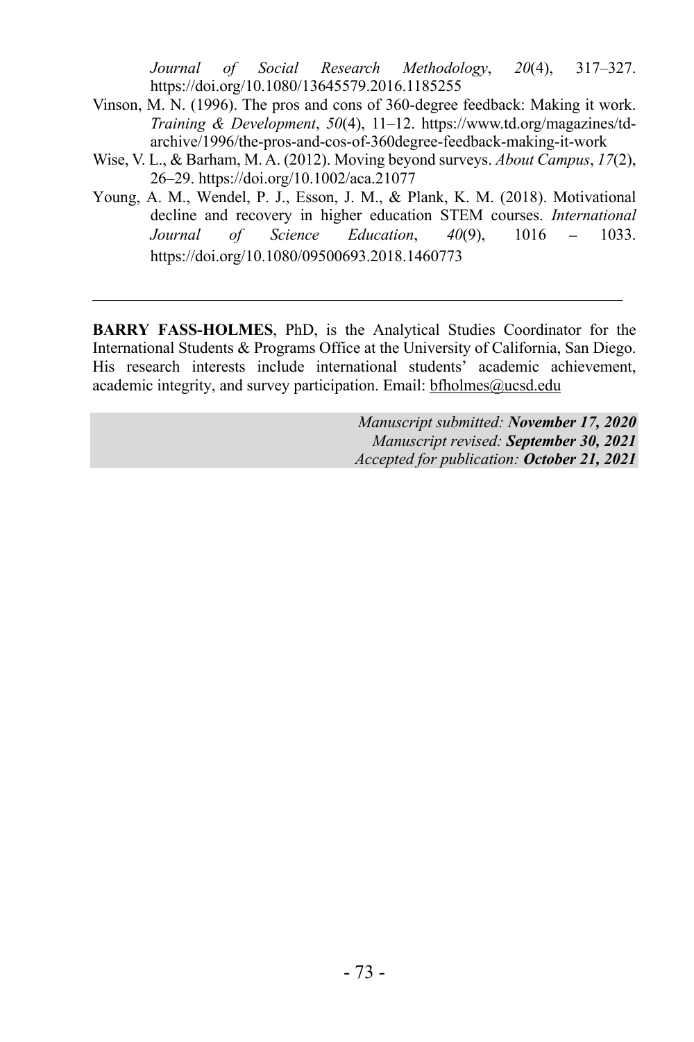*Journal of Social Research Methodology*, *20*(4), 317–327. https://doi.org/10.1080/13645579.2016.1185255

Vinson, M. N. (1996). The pros and cons of 360-degree feedback: Making it work. *Training & Development*, *50*(4), 11–12. https://www.td.org/magazines/td-archive/1996/the-pros-and-cos-of-360degree-feedback-making-it-work

Wise, V. L., & Barham, M. A. (2012). Moving beyond surveys. *About Campus*, *17*(2), 26–29. https://doi.org/10.1002/aca.21077

Young, A. M., Wendel, P. J., Esson, J. M., & Plank, K. M. (2018). Motivational decline and recovery in higher education STEM courses. *International Journal of Science Education*, *40*(9), 1016 – 1033. https://doi.org/10.1080/09500693.2018.1460773

---

**BARRY FASS-HOLMES**, PhD, is the Analytical Studies Coordinator for the International Students & Programs Office at the University of California, San Diego. His research interests include international students' academic achievement, academic integrity, and survey participation. Email: bfholmes@ucsd.edu

*Manuscript submitted:* ***November 17, 2020***
*Manuscript revised:* ***September 30, 2021***
*Accepted for publication:* ***October 21, 2021***